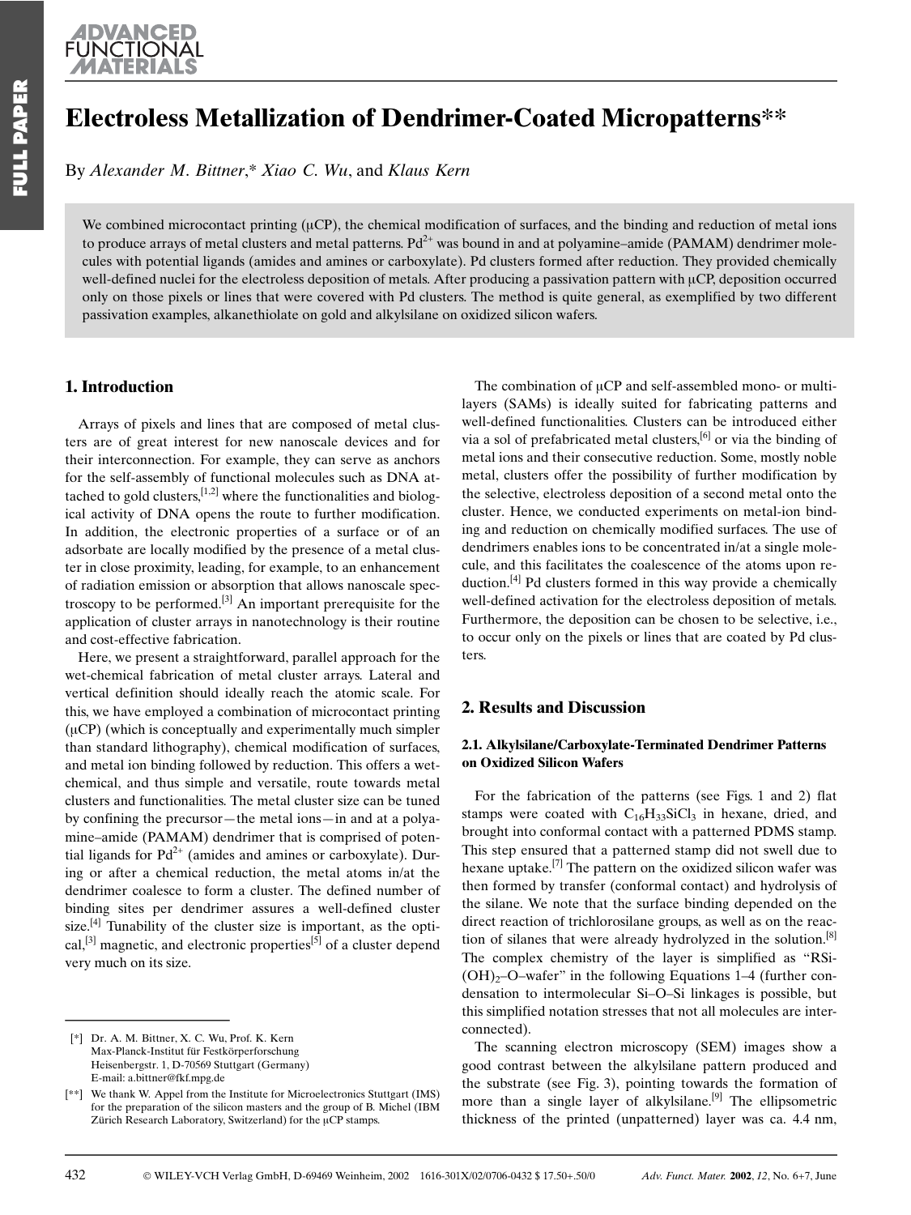# Electroless Metallization of Dendrimer-Coated Micropatterns**

By *Alexander M. Bittner*,* *Xiao C. Wu*, and *Klaus Kern*

We combined microcontact printing (μCP), the chemical modification of surfaces, and the binding and reduction of metal ions to produce arrays of metal clusters and metal patterns. $Pd^{2+}$ was bound in and at polyamine–amide (PAMAM) dendrimer molecules with potential ligands (amides and amines or carboxylate). Pd clusters formed after reduction. They provided chemically well-defined nuclei for the electroless deposition of metals. After producing a passivation pattern with μCP, deposition occurred only on those pixels or lines that were covered with Pd clusters. The method is quite general, as exemplified by two different passivation examples, alkanethiolate on gold and alkylsilane on oxidized silicon wafers.

## 1. Introduction

Arrays of pixels and lines that are composed of metal clusters are of great interest for new nanoscale devices and for their interconnection. For example, they can serve as anchors for the self-assembly of functional molecules such as DNA attached to gold clusters,[1,2] where the functionalities and biological activity of DNA opens the route to further modification. In addition, the electronic properties of a surface or of an adsorbate are locally modified by the presence of a metal cluster in close proximity, leading, for example, to an enhancement of radiation emission or absorption that allows nanoscale spectroscopy to be performed.[3] An important prerequisite for the application of cluster arrays in nanotechnology is their routine and cost-effective fabrication.

Here, we present a straightforward, parallel approach for the wet-chemical fabrication of metal cluster arrays. Lateral and vertical definition should ideally reach the atomic scale. For this, we have employed a combination of microcontact printing (μCP) (which is conceptually and experimentally much simpler than standard lithography), chemical modification of surfaces, and metal ion binding followed by reduction. This offers a wet-chemical, and thus simple and versatile, route towards metal clusters and functionalities. The metal cluster size can be tuned by confining the precursor—the metal ions—in and at a polyamine–amide (PAMAM) dendrimer that is comprised of potential ligands for $Pd^{2+}$ (amides and amines or carboxylate). During or after a chemical reduction, the metal atoms in/at the dendrimer coalesce to form a cluster. The defined number of binding sites per dendrimer assures a well-defined cluster size.[4] Tunability of the cluster size is important, as the optical,[3] magnetic, and electronic properties[5] of a cluster depend very much on its size.

The combination of μCP and self-assembled mono- or multilayers (SAMs) is ideally suited for fabricating patterns and well-defined functionalities. Clusters can be introduced either via a sol of prefabricated metal clusters,[6] or via the binding of metal ions and their consecutive reduction. Some, mostly noble metal, clusters offer the possibility of further modification by the selective, electroless deposition of a second metal onto the cluster. Hence, we conducted experiments on metal-ion binding and reduction on chemically modified surfaces. The use of dendrimers enables ions to be concentrated in/at a single molecule, and this facilitates the coalescence of the atoms upon reduction.[4] Pd clusters formed in this way provide a chemically well-defined activation for the electroless deposition of metals. Furthermore, the deposition can be chosen to be selective, i.e., to occur only on the pixels or lines that are coated by Pd clusters.

## 2. Results and Discussion

### 2.1. Alkylsilane/Carboxylate-Terminated Dendrimer Patterns on Oxidized Silicon Wafers

For the fabrication of the patterns (see Figs. 1 and 2) flat stamps were coated with $C_{16}H_{33}SiCl_3$ in hexane, dried, and brought into conformal contact with a patterned PDMS stamp. This step ensured that a patterned stamp did not swell due to hexane uptake.[7] The pattern on the oxidized silicon wafer was then formed by transfer (conformal contact) and hydrolysis of the silane. We note that the surface binding depended on the direct reaction of trichlorosilane groups, as well as on the reaction of silanes that were already hydrolyzed in the solution.[8] The complex chemistry of the layer is simplified as "RSi-$(OH)_2$–O–wafer" in the following Equations 1–4 (further condensation to intermolecular Si–O–Si linkages is possible, but this simplified notation stresses that not all molecules are interconnected).

The scanning electron microscopy (SEM) images show a good contrast between the alkylsilane pattern produced and the substrate (see Fig. 3), pointing towards the formation of more than a single layer of alkylsilane.[9] The ellipsometric thickness of the printed (unpatterned) layer was ca. 4.4 nm,

---

[*] Dr. A. M. Bittner, X. C. Wu, Prof. K. Kern
Max-Planck-Institut für Festkörperforschung
Heisenbergstr. 1, D-70569 Stuttgart (Germany)
E-mail: a.bittner@fkf.mpg.de

[**] We thank W. Appel from the Institute for Microelectronics Stuttgart (IMS) for the preparation of the silicon masters and the group of B. Michel (IBM Zürich Research Laboratory, Switzerland) for the μCP stamps.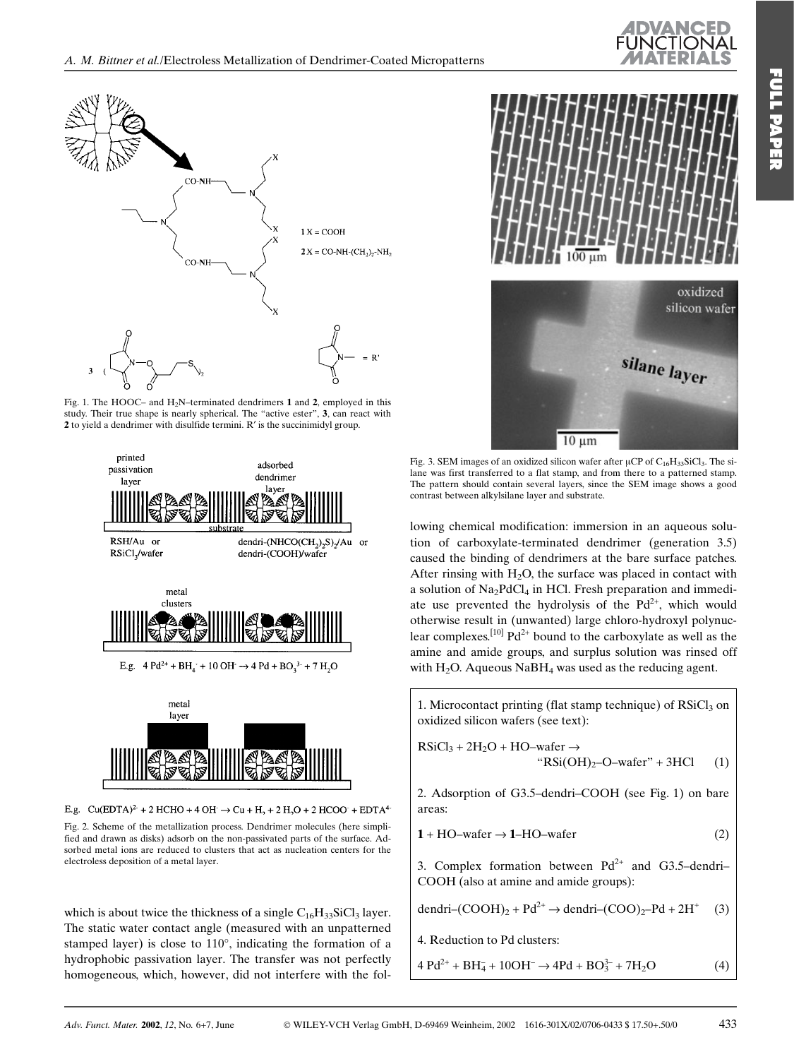Fig. 1. The HOOC– and $H_2N$–terminated dendrimers **1** and **2**, employed in this study. Their true shape is nearly spherical. The "active ester", **3**, can react with **2** to yield a dendrimer with disulfide termini. R′ is the succinimidyl group.

Fig. 2. Scheme of the metallization process. Dendrimer molecules (here simplified and drawn as disks) adsorb on the non-passivated parts of the surface. Adsorbed metal ions are reduced to clusters that act as nucleation centers for the electroless deposition of a metal layer.

which is about twice the thickness of a single $C_{16}H_{33}SiCl_3$ layer. The static water contact angle (measured with an unpatterned stamped layer) is close to 110°, indicating the formation of a hydrophobic passivation layer. The transfer was not perfectly homogeneous, which, however, did not interfere with the following chemical modification: immersion in an aqueous solution of carboxylate-terminated dendrimer (generation 3.5) caused the binding of dendrimers at the bare surface patches. After rinsing with $H_2O$, the surface was placed in contact with a solution of $Na_2PdCl_4$ in HCl. Fresh preparation and immediate use prevented the hydrolysis of the $Pd^{2+}$, which would otherwise result in (unwanted) large chloro-hydroxyl polynuclear complexes.[10] $Pd^{2+}$ bound to the carboxylate as well as the amine and amide groups, and surplus solution was rinsed off with $H_2O$. Aqueous $NaBH_4$ was used as the reducing agent.

Fig. 3. SEM images of an oxidized silicon wafer after µCP of $C_{16}H_{33}SiCl_3$. The silane was first transferred to a flat stamp, and from there to a patterned stamp. The pattern should contain several layers, since the SEM image shows a good contrast between alkylsilane layer and substrate.

1. Microcontact printing (flat stamp technique) of $RSiCl_3$ on oxidized silicon wafers (see text):

$$RSiCl_3 + 2H_2O + HO\text{–wafer} \rightarrow \text{“}RSi(OH)_2\text{–O–wafer”} + 3HCl \quad (1)$$

2. Adsorption of G3.5–dendri–COOH (see Fig. 1) on bare areas:

$$\mathbf{1} + HO\text{–wafer} \rightarrow \mathbf{1}\text{–HO–wafer} \quad (2)$$

3. Complex formation between $Pd^{2+}$ and G3.5–dendri–COOH (also at amine and amide groups):

$$\text{dendri–}(COOH)_2 + Pd^{2+} \rightarrow \text{dendri–}(COO)_2\text{–}Pd + 2H^+ \quad (3)$$

4. Reduction to Pd clusters:

$$4\,Pd^{2+} + BH_4^- + 10OH^- \rightarrow 4Pd + BO_3^{3-} + 7H_2O \quad (4)$$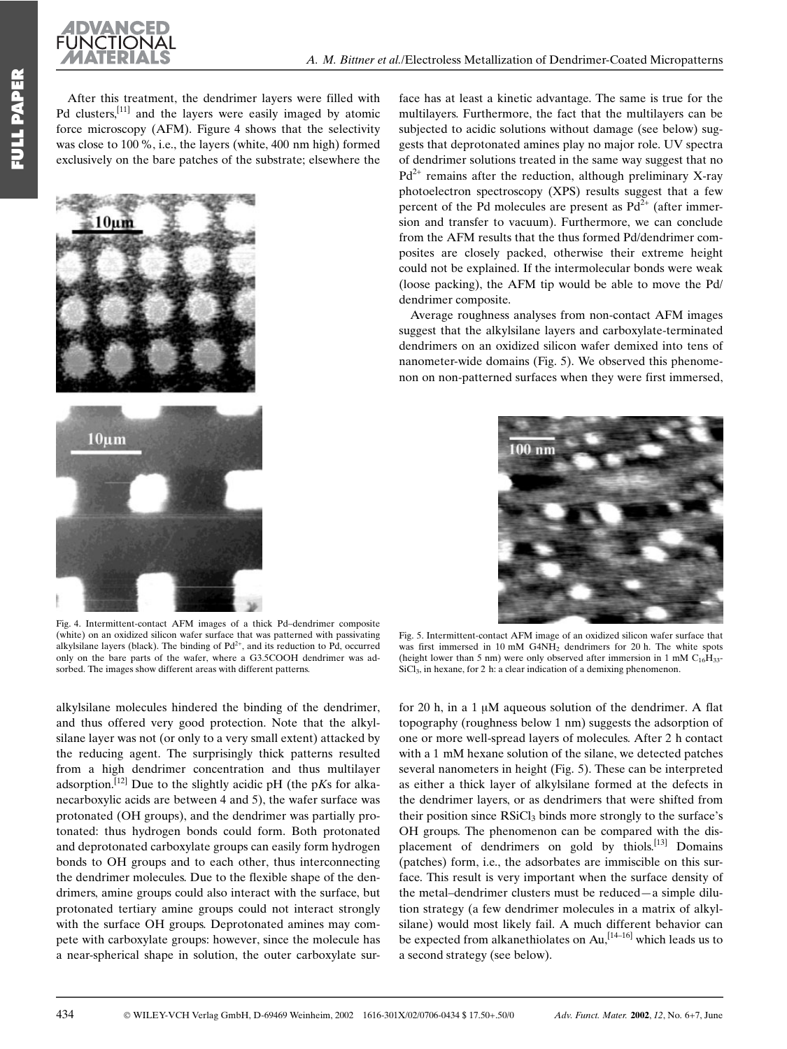After this treatment, the dendrimer layers were filled with Pd clusters,[11] and the layers were easily imaged by atomic force microscopy (AFM). Figure 4 shows that the selectivity was close to 100 %, i.e., the layers (white, 400 nm high) formed exclusively on the bare patches of the substrate; elsewhere the alkylsilane molecules hindered the binding of the dendrimer, and thus offered very good protection. Note that the alkylsilane layer was not (or only to a very small extent) attacked by the reducing agent. The surprisingly thick patterns resulted from a high dendrimer concentration and thus multilayer adsorption.[12] Due to the slightly acidic pH (the p*K*s for alkanecarboxylic acids are between 4 and 5), the wafer surface was protonated (OH groups), and the dendrimer was partially protonated: thus hydrogen bonds could form. Both protonated and deprotonated carboxylate groups can easily form hydrogen bonds to OH groups and to each other, thus interconnecting the dendrimer molecules. Due to the flexible shape of the dendrimers, amine groups could also interact with the surface, but protonated tertiary amine groups could not interact strongly with the surface OH groups. Deprotonated amines may compete with carboxylate groups: however, since the molecule has a near-spherical shape in solution, the outer carboxylate surface has at least a kinetic advantage. The same is true for the multilayers. Furthermore, the fact that the multilayers can be subjected to acidic solutions without damage (see below) suggests that deprotonated amines play no major role. UV spectra of dendrimer solutions treated in the same way suggest that no $Pd^{2+}$ remains after the reduction, although preliminary X-ray photoelectron spectroscopy (XPS) results suggest that a few percent of the Pd molecules are present as $Pd^{2+}$ (after immersion and transfer to vacuum). Furthermore, we can conclude from the AFM results that the thus formed Pd/dendrimer composites are closely packed, otherwise their extreme height could not be explained. If the intermolecular bonds were weak (loose packing), the AFM tip would be able to move the Pd/dendrimer composite.

Fig. 4. Intermittent-contact AFM images of a thick Pd–dendrimer composite (white) on an oxidized silicon wafer surface that was patterned with passivating alkylsilane layers (black). The binding of $Pd^{2+}$, and its reduction to Pd, occurred only on the bare parts of the wafer, where a G3.5COOH dendrimer was adsorbed. The images show different areas with different patterns.

Average roughness analyses from non-contact AFM images suggest that the alkylsilane layers and carboxylate-terminated dendrimers on an oxidized silicon wafer demixed into tens of nanometer-wide domains (Fig. 5). We observed this phenomenon on non-patterned surfaces when they were first immersed, for 20 h, in a 1 μM aqueous solution of the dendrimer. A flat topography (roughness below 1 nm) suggests the adsorption of one or more well-spread layers of molecules. After 2 h contact with a 1 mM hexane solution of the silane, we detected patches several nanometers in height (Fig. 5). These can be interpreted as either a thick layer of alkylsilane formed at the defects in the dendrimer layers, or as dendrimers that were shifted from their position since $RSiCl_3$ binds more strongly to the surface's OH groups. The phenomenon can be compared with the displacement of dendrimers on gold by thiols.[13] Domains (patches) form, i.e., the adsorbates are immiscible on this surface. This result is very important when the surface density of the metal–dendrimer clusters must be reduced—a simple dilution strategy (a few dendrimer molecules in a matrix of alkylsilane) would most likely fail. A much different behavior can be expected from alkanethiolates on Au,[14–16] which leads us to a second strategy (see below).

Fig. 5. Intermittent-contact AFM image of an oxidized silicon wafer surface that was first immersed in 10 mM G4NH$_2$ dendrimers for 20 h. The white spots (height lower than 5 nm) were only observed after immersion in 1 mM $C_{16}H_{33}SiCl_3$, in hexane, for 2 h: a clear indication of a demixing phenomenon.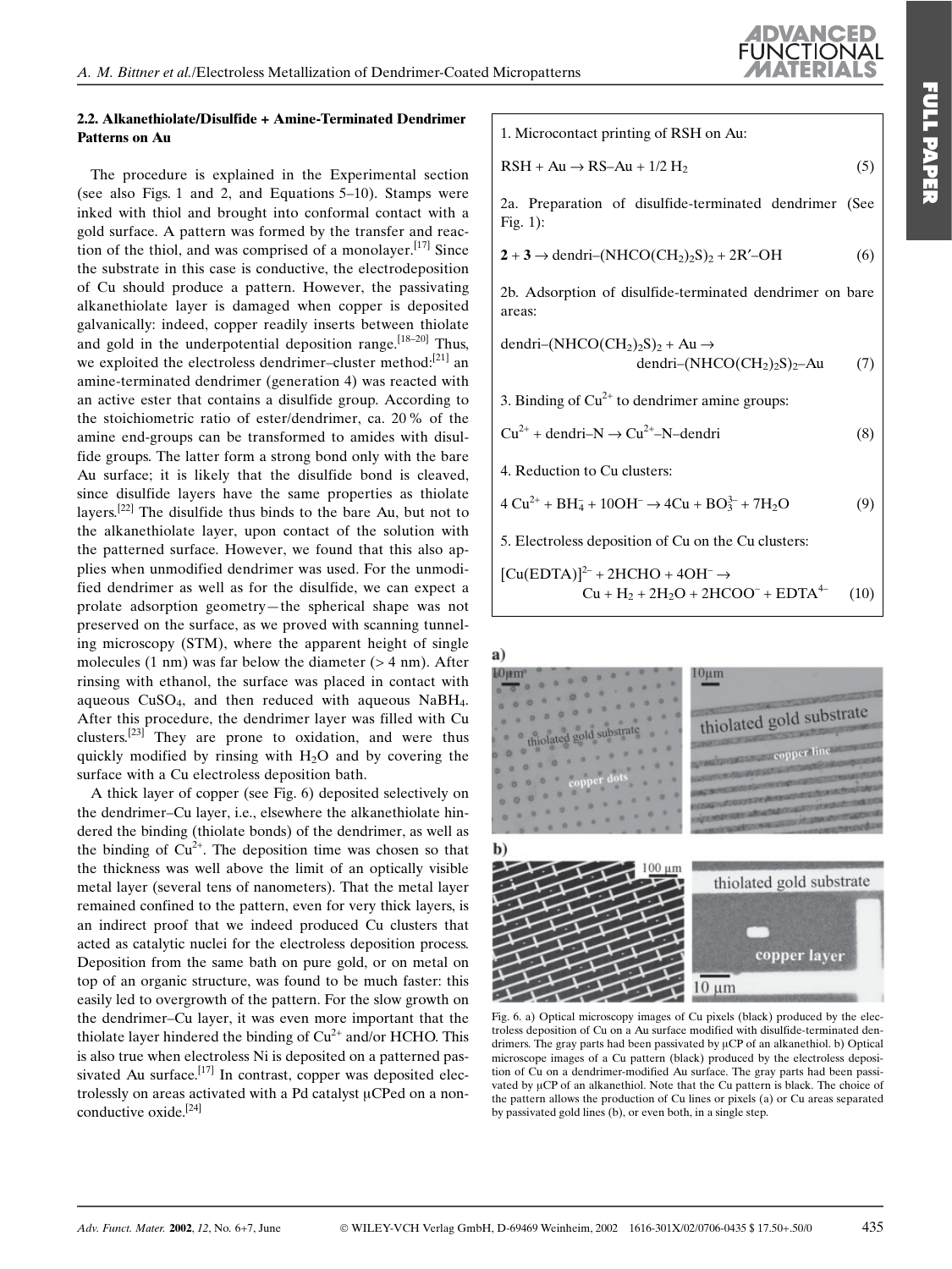### 2.2. Alkanethiolate/Disulfide + Amine-Terminated Dendrimer Patterns on Au

The procedure is explained in the Experimental section (see also Figs. 1 and 2, and Equations 5–10). Stamps were inked with thiol and brought into conformal contact with a gold surface. A pattern was formed by the transfer and reaction of the thiol, and was comprised of a monolayer.[17] Since the substrate in this case is conductive, the electrodeposition of Cu should produce a pattern. However, the passivating alkanethiolate layer is damaged when copper is deposited galvanically: indeed, copper readily inserts between thiolate and gold in the underpotential deposition range.[18–20] Thus, we exploited the electroless dendrimer–cluster method:[21] an amine-terminated dendrimer (generation 4) was reacted with an active ester that contains a disulfide group. According to the stoichiometric ratio of ester/dendrimer, ca. 20 % of the amine end-groups can be transformed to amides with disulfide groups. The latter form a strong bond only with the bare Au surface; it is likely that the disulfide bond is cleaved, since disulfide layers have the same properties as thiolate layers.[22] The disulfide thus binds to the bare Au, but not to the alkanethiolate layer, upon contact of the solution with the patterned surface. However, we found that this also applies when unmodified dendrimer was used. For the unmodified dendrimer as well as for the disulfide, we can expect a prolate adsorption geometry—the spherical shape was not preserved on the surface, as we proved with scanning tunneling microscopy (STM), where the apparent height of single molecules (1 nm) was far below the diameter (> 4 nm). After rinsing with ethanol, the surface was placed in contact with aqueous $CuSO_4$, and then reduced with aqueous $NaBH_4$. After this procedure, the dendrimer layer was filled with Cu clusters.[23] They are prone to oxidation, and were thus quickly modified by rinsing with $H_2O$ and by covering the surface with a Cu electroless deposition bath.

A thick layer of copper (see Fig. 6) deposited selectively on the dendrimer–Cu layer, i.e., elsewhere the alkanethiolate hindered the binding (thiolate bonds) of the dendrimer, as well as the binding of $Cu^{2+}$. The deposition time was chosen so that the thickness was well above the limit of an optically visible metal layer (several tens of nanometers). That the metal layer remained confined to the pattern, even for very thick layers, is an indirect proof that we indeed produced Cu clusters that acted as catalytic nuclei for the electroless deposition process. Deposition from the same bath on pure gold, or on metal on top of an organic structure, was found to be much faster: this easily led to overgrowth of the pattern. For the slow growth on the dendrimer–Cu layer, it was even more important that the thiolate layer hindered the binding of $Cu^{2+}$ and/or HCHO. This is also true when electroless Ni is deposited on a patterned passivated Au surface.[17] In contrast, copper was deposited electrolessly on areas activated with a Pd catalyst μCPed on a nonconductive oxide.[24]

1. Microcontact printing of RSH on Au:

$$RSH + Au \rightarrow RS\text{–}Au + 1/2\ H_2 \quad (5)$$

2a. Preparation of disulfide-terminated dendrimer (See Fig. 1):

$$\mathbf{2} + \mathbf{3} \rightarrow \text{dendri–}(NHCO(CH_2)_2S)_2 + 2R'\text{–}OH \quad (6)$$

2b. Adsorption of disulfide-terminated dendrimer on bare areas:

$$\text{dendri–}(NHCO(CH_2)_2S)_2 + Au \rightarrow \text{dendri–}(NHCO(CH_2)_2S)_2\text{–}Au \quad (7)$$

3. Binding of $Cu^{2+}$ to dendrimer amine groups:

$$Cu^{2+} + \text{dendri–N} \rightarrow Cu^{2+}\text{–N–dendri} \quad (8)$$

4. Reduction to Cu clusters:

$$4\ Cu^{2+} + BH_4^- + 10OH^- \rightarrow 4Cu + BO_3^{3-} + 7H_2O \quad (9)$$

5. Electroless deposition of Cu on the Cu clusters:

$$[Cu(EDTA)]^{2-} + 2HCHO + 4OH^- \rightarrow Cu + H_2 + 2H_2O + 2HCOO^- + EDTA^{4-} \quad (10)$$

Fig. 6. a) Optical microscopy images of Cu pixels (black) produced by the electroless deposition of Cu on a Au surface modified with disulfide-terminated dendrimers. The gray parts had been passivated by μCP of an alkanethiol. b) Optical microscope images of a Cu pattern (black) produced by the electroless deposition of Cu on a dendrimer-modified Au surface. The gray parts had been passivated by μCP of an alkanethiol. Note that the Cu pattern is black. The choice of the pattern allows the production of Cu lines or pixels (a) or Cu areas separated by passivated gold lines (b), or even both, in a single step.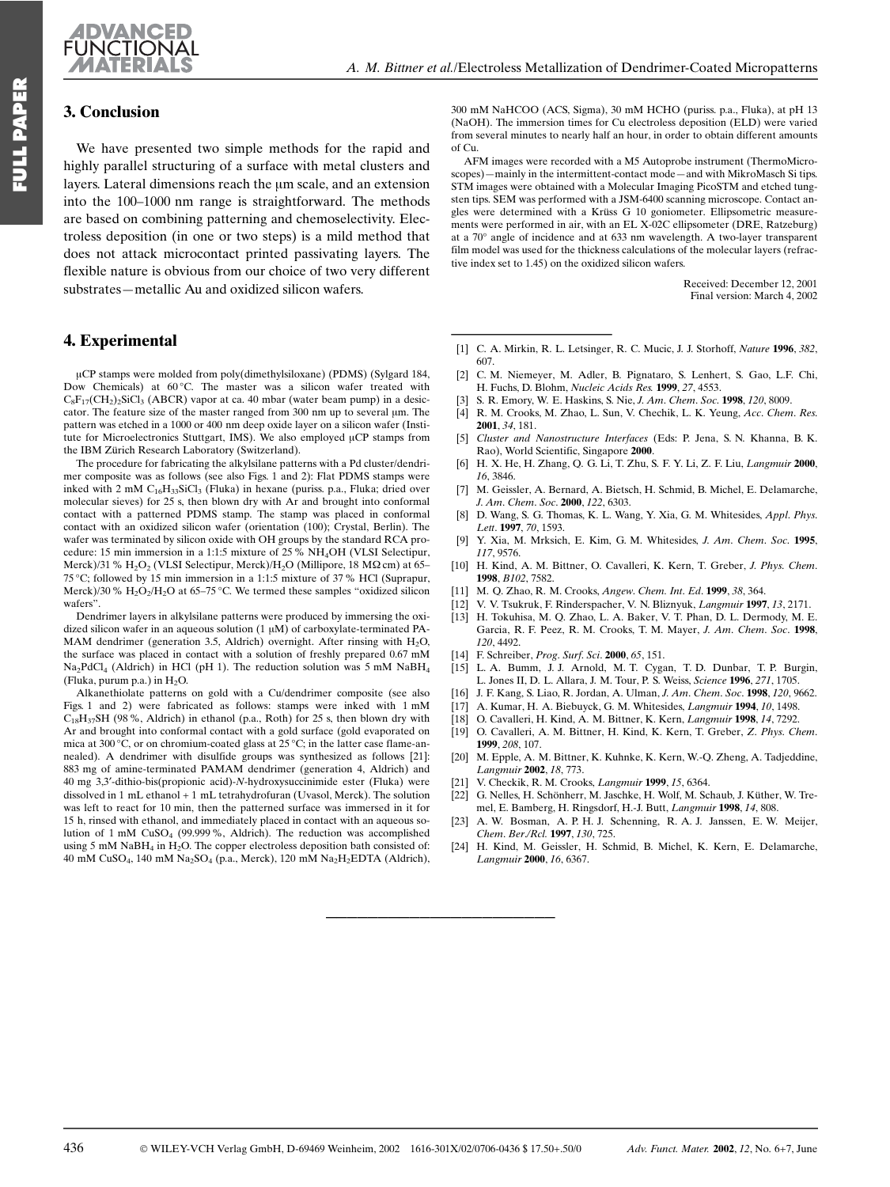## 3. Conclusion

We have presented two simple methods for the rapid and highly parallel structuring of a surface with metal clusters and layers. Lateral dimensions reach the µm scale, and an extension into the 100–1000 nm range is straightforward. The methods are based on combining patterning and chemoselectivity. Electroless deposition (in one or two steps) is a mild method that does not attack microcontact printed passivating layers. The flexible nature is obvious from our choice of two very different substrates—metallic Au and oxidized silicon wafers.

## 4. Experimental

µCP stamps were molded from poly(dimethylsiloxane) (PDMS) (Sylgard 184, Dow Chemicals) at 60 °C. The master was a silicon wafer treated with $C_8F_{17}(CH_2)_2SiCl_3$ (ABCR) vapor at ca. 40 mbar (water beam pump) in a desiccator. The feature size of the master ranged from 300 nm up to several µm. The pattern was etched in a 1000 or 400 nm deep oxide layer on a silicon wafer (Institute for Microelectronics Stuttgart, IMS). We also employed µCP stamps from the IBM Zürich Research Laboratory (Switzerland).

The procedure for fabricating the alkylsilane patterns with a Pd cluster/dendrimer composite was as follows (see also Figs. 1 and 2): Flat PDMS stamps were inked with 2 mM $C_{16}H_{33}SiCl_3$ (Fluka) in hexane (puriss. p.a., Fluka; dried over molecular sieves) for 25 s, then blown dry with Ar and brought into conformal contact with a patterned PDMS stamp. The stamp was placed in conformal contact with an oxidized silicon wafer (orientation (100); Crystal, Berlin). The wafer was terminated by silicon oxide with OH groups by the standard RCA procedure: 15 min immersion in a 1:1:5 mixture of 25 % $NH_4OH$ (VLSI Selectipur, Merck)/31 % $H_2O_2$ (VLSI Selectipur, Merck)/$H_2O$ (Millipore, 18 MΩ cm) at 65–75 °C; followed by 15 min immersion in a 1:1:5 mixture of 37 % HCl (Suprapur, Merck)/30 % $H_2O_2$/$H_2O$ at 65–75 °C. We termed these samples "oxidized silicon wafers".

Dendrimer layers in alkylsilane patterns were produced by immersing the oxidized silicon wafer in an aqueous solution (1 µM) of carboxylate-terminated PAMAM dendrimer (generation 3.5, Aldrich) overnight. After rinsing with $H_2O$, the surface was placed in contact with a solution of freshly prepared 0.67 mM $Na_2PdCl_4$ (Aldrich) in HCl (pH 1). The reduction solution was 5 mM $NaBH_4$ (Fluka, purum p.a.) in $H_2O$.

Alkanethiolate patterns on gold with a Cu/dendrimer composite (see also Figs. 1 and 2) were fabricated as follows: stamps were inked with 1 mM $C_{18}H_{37}SH$ (98 %, Aldrich) in ethanol (p.a., Roth) for 25 s, then blown dry with Ar and brought into conformal contact with a gold surface (gold evaporated on mica at 300 °C, or on chromium-coated glass at 25 °C; in the latter case flame-annealed). A dendrimer with disulfide groups was synthesized as follows [21]: 883 mg of amine-terminated PAMAM dendrimer (generation 4, Aldrich) and 40 mg 3,3′-dithio-bis(propionic acid)-*N*-hydroxysuccinimide ester (Fluka) were dissolved in 1 mL ethanol + 1 mL tetrahydrofuran (Uvasol, Merck). The solution was left to react for 10 min, then the patterned surface was immersed in it for 15 h, rinsed with ethanol, and immediately placed in contact with an aqueous solution of 1 mM $CuSO_4$ (99.999 %, Aldrich). The reduction was accomplished using 5 mM $NaBH_4$ in $H_2O$. The copper electroless deposition bath consisted of: 40 mM $CuSO_4$, 140 mM $Na_2SO_4$ (p.a., Merck), 120 mM $Na_2H_2EDTA$ (Aldrich), 300 mM NaHCOO (ACS, Sigma), 30 mM HCHO (puriss. p.a., Fluka), at pH 13 (NaOH). The immersion times for Cu electroless deposition (ELD) were varied from several minutes to nearly half an hour, in order to obtain different amounts of Cu.

AFM images were recorded with a M5 Autoprobe instrument (ThermoMicroscopes)—mainly in the intermittent-contact mode—and with MikroMasch Si tips. STM images were obtained with a Molecular Imaging PicoSTM and etched tungsten tips. SEM was performed with a JSM-6400 scanning microscope. Contact angles were determined with a Krüss G 10 goniometer. Ellipsometric measurements were performed in air, with an EL X-02C ellipsometer (DRE, Ratzeburg) at a 70° angle of incidence and at 633 nm wavelength. A two-layer transparent film model was used for the thickness calculations of the molecular layers (refractive index set to 1.45) on the oxidized silicon wafers.

Received: December 12, 2001
Final version: March 4, 2002

---

[1] C. A. Mirkin, R. L. Letsinger, R. C. Mucic, J. J. Storhoff, *Nature* **1996**, *382*, 607.
[2] C. M. Niemeyer, M. Adler, B. Pignataro, S. Lenhert, S. Gao, L.F. Chi, H. Fuchs, D. Blohm, *Nucleic Acids Res.* **1999**, *27*, 4553.
[3] S. R. Emory, W. E. Haskins, S. Nie, *J. Am. Chem. Soc.* **1998**, *120*, 8009.
[4] R. M. Crooks, M. Zhao, L. Sun, V. Chechik, L. K. Yeung, *Acc. Chem. Res.* **2001**, *34*, 181.
[5] *Cluster and Nanostructure Interfaces* (Eds: P. Jena, S. N. Khanna, B. K. Rao), World Scientific, Singapore **2000**.
[6] H. X. He, H. Zhang, Q. G. Li, T. Zhu, S. F. Y. Li, Z. F. Liu, *Langmuir* **2000**, *16*, 3846.
[7] M. Geissler, A. Bernard, A. Bietsch, H. Schmid, B. Michel, E. Delamarche, *J. Am. Chem. Soc.* **2000**, *122*, 6303.
[8] D. Wang, S. G. Thomas, K. L. Wang, Y. Xia, G. M. Whitesides, *Appl. Phys. Lett.* **1997**, *70*, 1593.
[9] Y. Xia, M. Mrksich, E. Kim, G. M. Whitesides, *J. Am. Chem. Soc.* **1995**, *117*, 9576.
[10] H. Kind, A. M. Bittner, O. Cavalleri, K. Kern, T. Greber, *J. Phys. Chem.* **1998**, *B102*, 7582.
[11] M. Q. Zhao, R. M. Crooks, *Angew. Chem. Int. Ed.* **1999**, *38*, 364.
[12] V. V. Tsukruk, F. Rinderspacher, V. N. Bliznyuk, *Langmuir* **1997**, *13*, 2171.
[13] H. Tokuhisa, M. Q. Zhao, L. A. Baker, V. T. Phan, D. L. Dermody, M. E. Garcia, R. F. Peez, R. M. Crooks, T. M. Mayer, *J. Am. Chem. Soc.* **1998**, *120*, 4492.
[14] F. Schreiber, *Prog. Surf. Sci.* **2000**, *65*, 151.
[15] L. A. Bumm, J. J. Arnold, M. T. Cygan, T. D. Dunbar, T. P. Burgin, L. Jones II, D. L. Allara, J. M. Tour, P. S. Weiss, *Science* **1996**, *271*, 1705.
[16] J. F. Kang, S. Liao, R. Jordan, A. Ulman, *J. Am. Chem. Soc.* **1998**, *120*, 9662.
[17] A. Kumar, H. A. Biebuyck, G. M. Whitesides, *Langmuir* **1994**, *10*, 1498.
[18] O. Cavalleri, H. Kind, A. M. Bittner, K. Kern, *Langmuir* **1998**, *14*, 7292.
[19] O. Cavalleri, A. M. Bittner, H. Kind, K. Kern, T. Greber, *Z. Phys. Chem.* **1999**, *208*, 107.
[20] M. Epple, A. M. Bittner, K. Kuhnke, K. Kern, W.-Q. Zheng, A. Tadjeddine, *Langmuir* **2002**, *18*, 773.
[21] V. Checkik, R. M. Crooks, *Langmuir* **1999**, *15*, 6364.
[22] G. Nelles, H. Schönherr, M. Jaschke, H. Wolf, M. Schaub, J. Küther, W. Tremel, E. Bamberg, H. Ringsdorf, H.-J. Butt, *Langmuir* **1998**, *14*, 808.
[23] A. W. Bosman, A. P. H. J. Schenning, R. A. J. Janssen, E. W. Meijer, *Chem. Ber./Rcl.* **1997**, *130*, 725.
[24] H. Kind, M. Geissler, H. Schmid, B. Michel, K. Kern, E. Delamarche, *Langmuir* **2000**, *16*, 6367.